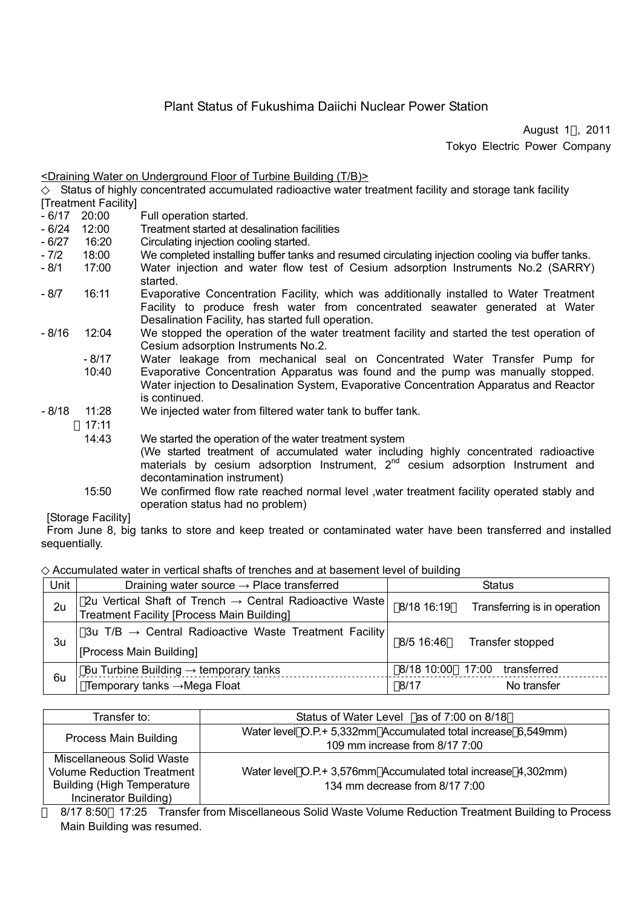# Plant Status of Fukushima Daiichi Nuclear Power Station

August 1, 2011
Tokyo Electric Power Company

<Draining Water on Underground Floor of Turbine Building (T/B)>

◇ Status of highly concentrated accumulated radioactive water treatment facility and storage tank facility

[Treatment Facility]

- 6/17 20:00 Full operation started.
- 6/24 12:00 Treatment started at desalination facilities
- 6/27 16:20 Circulating injection cooling started.
- 7/2 18:00 We completed installing buffer tanks and resumed circulating injection cooling via buffer tanks.
- 8/1 17:00 Water injection and water flow test of Cesium adsorption Instruments No.2 (SARRY) started.
- 8/7 16:11 Evaporative Concentration Facility, which was additionally installed to Water Treatment Facility to produce fresh water from concentrated seawater generated at Water Desalination Facility, has started full operation.
- 8/16 12:04 We stopped the operation of the water treatment facility and started the test operation of Cesium adsorption Instruments No.2.
  - 8/17 10:40 Water leakage from mechanical seal on Concentrated Water Transfer Pump for Evaporative Concentration Apparatus was found and the pump was manually stopped. Water injection to Desalination System, Evaporative Concentration Apparatus and Reactor is continued.
- 8/18 11:28 17:11 We injected water from filtered water tank to buffer tank.
  - 14:43 We started the operation of the water treatment system (We started treatment of accumulated water including highly concentrated radioactive materials by cesium adsorption Instrument, 2nd cesium adsorption Instrument and decontamination instrument)
  - 15:50 We confirmed flow rate reached normal level ,water treatment facility operated stably and operation status had no problem)

[Storage Facility]

From June 8, big tanks to store and keep treated or contaminated water have been transferred and installed sequentially.

◇ Accumulated water in vertical shafts of trenches and at basement level of building

| Unit | Draining water source → Place transferred | Status |
|---|---|---|
| 2u | 2u Vertical Shaft of Trench → Central Radioactive Waste Treatment Facility [Process Main Building] | 8/18 16:19 Transferring is in operation |
| 3u | 3u T/B → Central Radioactive Waste Treatment Facility [Process Main Building] | 8/5 16:46 Transfer stopped |
| 6u | 6u Turbine Building → temporary tanks | 8/18 10:00 17:00 transferred |
| | Temporary tanks →Mega Float | 8/17 No transfer |

| Transfer to: | Status of Water Level as of 7:00 on 8/18 |
|---|---|
| Process Main Building | Water level O.P.+ 5,332mm Accumulated total increase 6,549mm) 109 mm increase from 8/17 7:00 |
| Miscellaneous Solid Waste Volume Reduction Treatment Building (High Temperature Incinerator Building) | Water level O.P.+ 3,576mm Accumulated total increase 4,302mm) 134 mm decrease from 8/17 7:00 |

8/17 8:50 17:25 Transfer from Miscellaneous Solid Waste Volume Reduction Treatment Building to Process Main Building was resumed.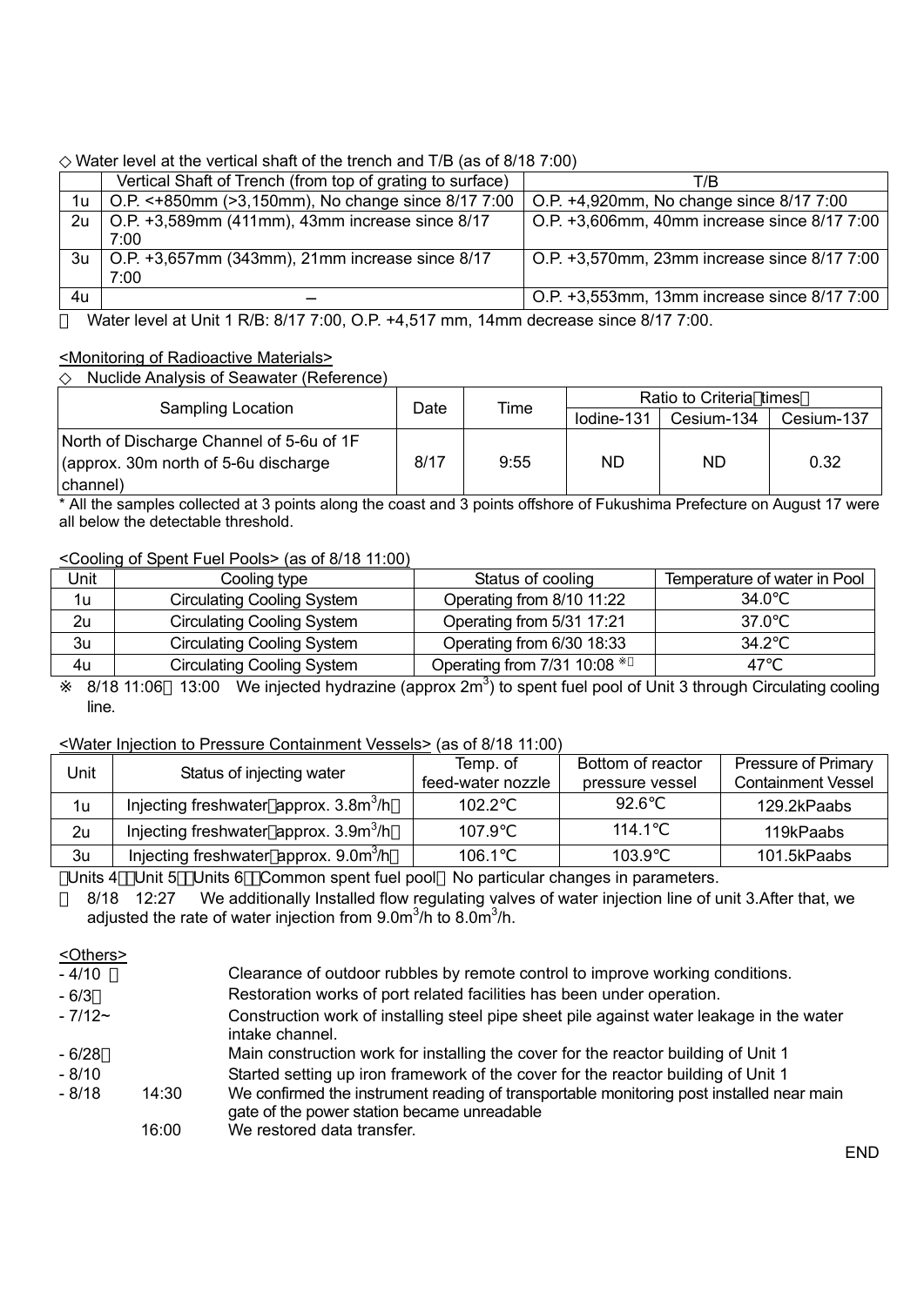◇ Water level at the vertical shaft of the trench and T/B (as of 8/18 7:00)

| | Vertical Shaft of Trench (from top of grating to surface) | T/B |
|---|---|---|
| 1u | O.P. <+850mm (>3,150mm), No change since 8/17 7:00 | O.P. +4,920mm, No change since 8/17 7:00 |
| 2u | O.P. +3,589mm (411mm), 43mm increase since 8/17 7:00 | O.P. +3,606mm, 40mm increase since 8/17 7:00 |
| 3u | O.P. +3,657mm (343mm), 21mm increase since 8/17 7:00 | O.P. +3,570mm, 23mm increase since 8/17 7:00 |
| 4u | – | O.P. +3,553mm, 13mm increase since 8/17 7:00 |

・ Water level at Unit 1 R/B: 8/17 7:00, O.P. +4,517 mm, 14mm decrease since 8/17 7:00.

<Monitoring of Radioactive Materials>

◇ Nuclide Analysis of Seawater (Reference)

| Sampling Location | Date | Time | Ratio to Criteria（times） | | |
|---|---|---|---|---|---|
| | | | Iodine-131 | Cesium-134 | Cesium-137 |
| North of Discharge Channel of 5-6u of 1F (approx. 30m north of 5-6u discharge channel) | 8/17 | 9:55 | ND | ND | 0.32 |

\* All the samples collected at 3 points along the coast and 3 points offshore of Fukushima Prefecture on August 17 were all below the detectable threshold.

<Cooling of Spent Fuel Pools> (as of 8/18 11:00)

| Unit | Cooling type | Status of cooling | Temperature of water in Pool |
|---|---|---|---|
| 1u | Circulating Cooling System | Operating from 8/10 11:22 | 34.0℃ |
| 2u | Circulating Cooling System | Operating from 5/31 17:21 | 37.0℃ |
| 3u | Circulating Cooling System | Operating from 6/30 18:33 | 34.2℃ |
| 4u | Circulating Cooling System | Operating from 7/31 10:08 ※ | 47℃ |

※ 8/18 11:06～13:00 We injected hydrazine (approx 2m$^3$) to spent fuel pool of Unit 3 through Circulating cooling line.

<Water Injection to Pressure Containment Vessels> (as of 8/18 11:00)

| Unit | Status of injecting water | Temp. of feed-water nozzle | Bottom of reactor pressure vessel | Pressure of Primary Containment Vessel |
|---|---|---|---|---|
| 1u | Injecting freshwater（approx. 3.8m$^3$/h） | 102.2℃ | 92.6℃ | 129.2kPaabs |
| 2u | Injecting freshwater（approx. 3.9m$^3$/h） | 107.9℃ | 114.1℃ | 119kPaabs |
| 3u | Injecting freshwater（approx. 9.0m$^3$/h） | 106.1℃ | 103.9℃ | 101.5kPaabs |

（Units 4，Unit 5，Units 6，Common spent fuel pool：No particular changes in parameters.

・ 8/18 12:27 We additionally Installed flow regulating valves of water injection line of unit 3.After that, we adjusted the rate of water injection from 9.0m$^3$/h to 8.0m$^3$/h.

<Others>

- 4/10 ～ Clearance of outdoor rubbles by remote control to improve working conditions.
- 6/3～ Restoration works of port related facilities has been under operation.
- 7/12~ Construction work of installing steel pipe sheet pile against water leakage in the water intake channel.
- 6/28～ Main construction work for installing the cover for the reactor building of Unit 1
- 8/10 Started setting up iron framework of the cover for the reactor building of Unit 1
- 8/18 14:30 We confirmed the instrument reading of transportable monitoring post installed near main gate of the power station became unreadable
  16:00 We restored data transfer.

END